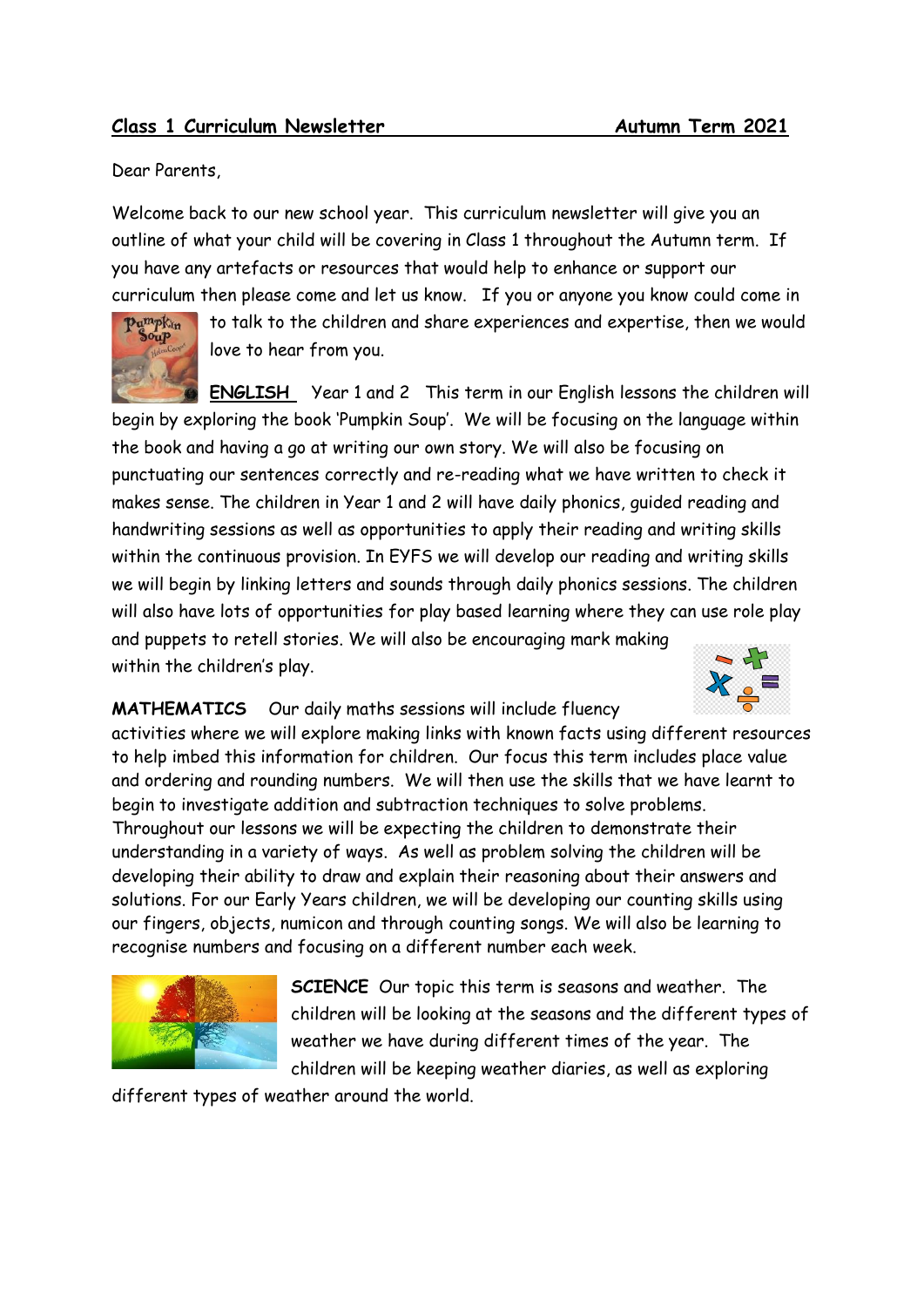**Class 1 Curriculum Newsletter** **Autumn Term 2021**

Dear Parents,

Welcome back to our new school year. This curriculum newsletter will give you an outline of what your child will be covering in Class 1 throughout the Autumn term. If you have any artefacts or resources that would help to enhance or support our curriculum then please come and let us know. If you or anyone you know could come in to talk to the children and share experiences and expertise, then we would love to hear from you.

**ENGLISH** Year 1 and 2 This term in our English lessons the children will begin by exploring the book 'Pumpkin Soup'. We will be focusing on the language within the book and having a go at writing our own story. We will also be focusing on punctuating our sentences correctly and re-reading what we have written to check it makes sense. The children in Year 1 and 2 will have daily phonics, guided reading and handwriting sessions as well as opportunities to apply their reading and writing skills within the continuous provision. In EYFS we will develop our reading and writing skills we will begin by linking letters and sounds through daily phonics sessions. The children will also have lots of opportunities for play based learning where they can use role play and puppets to retell stories. We will also be encouraging mark making within the children's play.

**MATHEMATICS** Our daily maths sessions will include fluency activities where we will explore making links with known facts using different resources to help imbed this information for children. Our focus this term includes place value and ordering and rounding numbers. We will then use the skills that we have learnt to begin to investigate addition and subtraction techniques to solve problems. Throughout our lessons we will be expecting the children to demonstrate their understanding in a variety of ways. As well as problem solving the children will be developing their ability to draw and explain their reasoning about their answers and solutions. For our Early Years children, we will be developing our counting skills using our fingers, objects, numicon and through counting songs. We will also be learning to recognise numbers and focusing on a different number each week.

**SCIENCE** Our topic this term is seasons and weather. The children will be looking at the seasons and the different types of weather we have during different times of the year. The children will be keeping weather diaries, as well as exploring different types of weather around the world.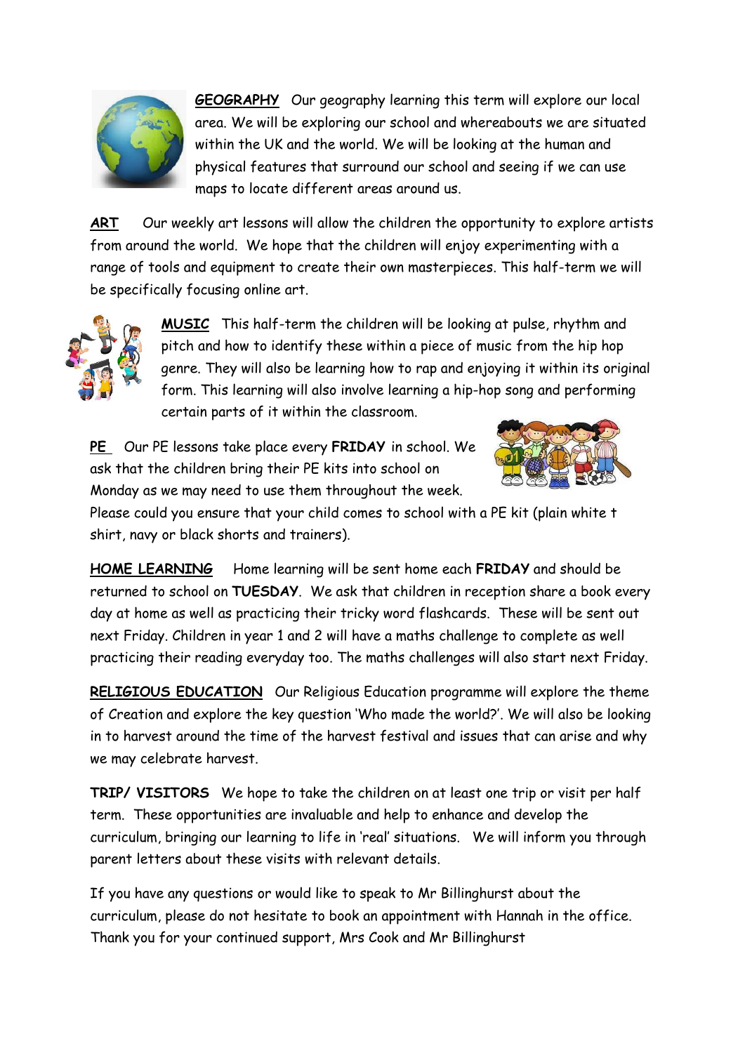**GEOGRAPHY** Our geography learning this term will explore our local area. We will be exploring our school and whereabouts we are situated within the UK and the world. We will be looking at the human and physical features that surround our school and seeing if we can use maps to locate different areas around us.

**ART** Our weekly art lessons will allow the children the opportunity to explore artists from around the world. We hope that the children will enjoy experimenting with a range of tools and equipment to create their own masterpieces. This half-term we will be specifically focusing online art.

**MUSIC** This half-term the children will be looking at pulse, rhythm and pitch and how to identify these within a piece of music from the hip hop genre. They will also be learning how to rap and enjoying it within its original form. This learning will also involve learning a hip-hop song and performing certain parts of it within the classroom.

**PE** Our PE lessons take place every **FRIDAY** in school. We ask that the children bring their PE kits into school on Monday as we may need to use them throughout the week. Please could you ensure that your child comes to school with a PE kit (plain white t shirt, navy or black shorts and trainers).

**HOME LEARNING** Home learning will be sent home each **FRIDAY** and should be returned to school on **TUESDAY**. We ask that children in reception share a book every day at home as well as practicing their tricky word flashcards. These will be sent out next Friday. Children in year 1 and 2 will have a maths challenge to complete as well practicing their reading everyday too. The maths challenges will also start next Friday.

**RELIGIOUS EDUCATION** Our Religious Education programme will explore the theme of Creation and explore the key question 'Who made the world?'. We will also be looking in to harvest around the time of the harvest festival and issues that can arise and why we may celebrate harvest.

**TRIP/ VISITORS** We hope to take the children on at least one trip or visit per half term. These opportunities are invaluable and help to enhance and develop the curriculum, bringing our learning to life in 'real' situations. We will inform you through parent letters about these visits with relevant details.

If you have any questions or would like to speak to Mr Billinghurst about the curriculum, please do not hesitate to book an appointment with Hannah in the office. Thank you for your continued support, Mrs Cook and Mr Billinghurst